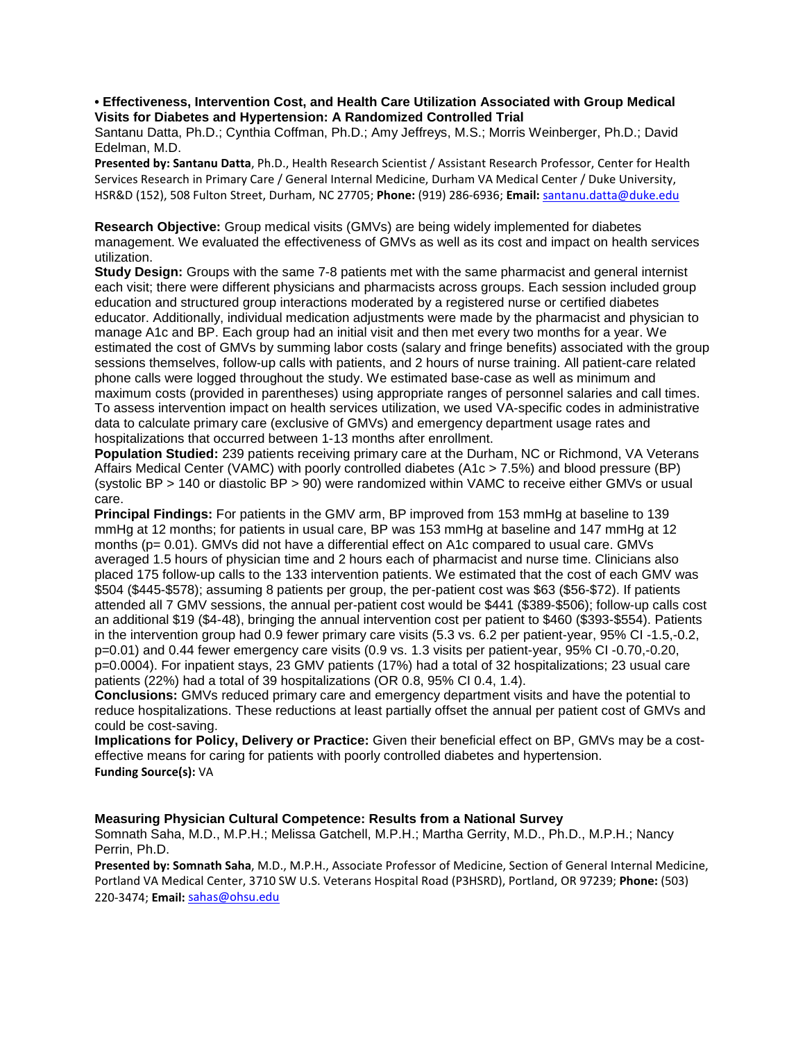### • Effectiveness, Intervention Cost, and Health Care Utilization Associated with Group Medical Visits for Diabetes and Hypertension: A Randomized Controlled Trial

Santanu Datta, Ph.D.; Cynthia Coffman, Ph.D.; Amy Jeffreys, M.S.; Morris Weinberger, Ph.D.; David Edelman, M.D.

**Presented by: Santanu Datta**, Ph.D., Health Research Scientist / Assistant Research Professor, Center for Health Services Research in Primary Care / General Internal Medicine, Durham VA Medical Center / Duke University, HSR&D (152), 508 Fulton Street, Durham, NC 27705; **Phone:** (919) 286-6936; **Email:** santanu.datta@duke.edu

**Research Objective:** Group medical visits (GMVs) are being widely implemented for diabetes management. We evaluated the effectiveness of GMVs as well as its cost and impact on health services utilization.

**Study Design:** Groups with the same 7-8 patients met with the same pharmacist and general internist each visit; there were different physicians and pharmacists across groups. Each session included group education and structured group interactions moderated by a registered nurse or certified diabetes educator. Additionally, individual medication adjustments were made by the pharmacist and physician to manage A1c and BP. Each group had an initial visit and then met every two months for a year. We estimated the cost of GMVs by summing labor costs (salary and fringe benefits) associated with the group sessions themselves, follow-up calls with patients, and 2 hours of nurse training. All patient-care related phone calls were logged throughout the study. We estimated base-case as well as minimum and maximum costs (provided in parentheses) using appropriate ranges of personnel salaries and call times. To assess intervention impact on health services utilization, we used VA-specific codes in administrative data to calculate primary care (exclusive of GMVs) and emergency department usage rates and hospitalizations that occurred between 1-13 months after enrollment.

**Population Studied:** 239 patients receiving primary care at the Durham, NC or Richmond, VA Veterans Affairs Medical Center (VAMC) with poorly controlled diabetes (A1c > 7.5%) and blood pressure (BP) (systolic BP > 140 or diastolic BP > 90) were randomized within VAMC to receive either GMVs or usual care.

**Principal Findings:** For patients in the GMV arm, BP improved from 153 mmHg at baseline to 139 mmHg at 12 months; for patients in usual care, BP was 153 mmHg at baseline and 147 mmHg at 12 months ($p = 0.01$). GMVs did not have a differential effect on A1c compared to usual care. GMVs averaged 1.5 hours of physician time and 2 hours each of pharmacist and nurse time. Clinicians also placed 175 follow-up calls to the 133 intervention patients. We estimated that the cost of each GMV was $504 ($445-$578); assuming 8 patients per group, the per-patient cost was $63 ($56-$72). If patients attended all 7 GMV sessions, the annual per-patient cost would be $441 ($389-$506); follow-up calls cost an additional $19 ($4-48), bringing the annual intervention cost per patient to $460 ($393-$554). Patients in the intervention group had 0.9 fewer primary care visits (5.3 vs. 6.2 per patient-year, 95% CI -1.5,-0.2, $p = 0.01$) and 0.44 fewer emergency care visits (0.9 vs. 1.3 visits per patient-year, 95% CI -0.70,-0.20, $p = 0.0004$). For inpatient stays, 23 GMV patients (17%) had a total of 32 hospitalizations; 23 usual care patients (22%) had a total of 39 hospitalizations (OR 0.8, 95% CI 0.4, 1.4).

**Conclusions:** GMVs reduced primary care and emergency department visits and have the potential to reduce hospitalizations. These reductions at least partially offset the annual per patient cost of GMVs and could be cost-saving.

**Implications for Policy, Delivery or Practice:** Given their beneficial effect on BP, GMVs may be a cost-effective means for caring for patients with poorly controlled diabetes and hypertension.

**Funding Source(s):** VA

### Measuring Physician Cultural Competence: Results from a National Survey

Somnath Saha, M.D., M.P.H.; Melissa Gatchell, M.P.H.; Martha Gerrity, M.D., Ph.D., M.P.H.; Nancy Perrin, Ph.D.

**Presented by: Somnath Saha**, M.D., M.P.H., Associate Professor of Medicine, Section of General Internal Medicine, Portland VA Medical Center, 3710 SW U.S. Veterans Hospital Road (P3HSRD), Portland, OR 97239; **Phone:** (503) 220-3474; **Email:** sahas@ohsu.edu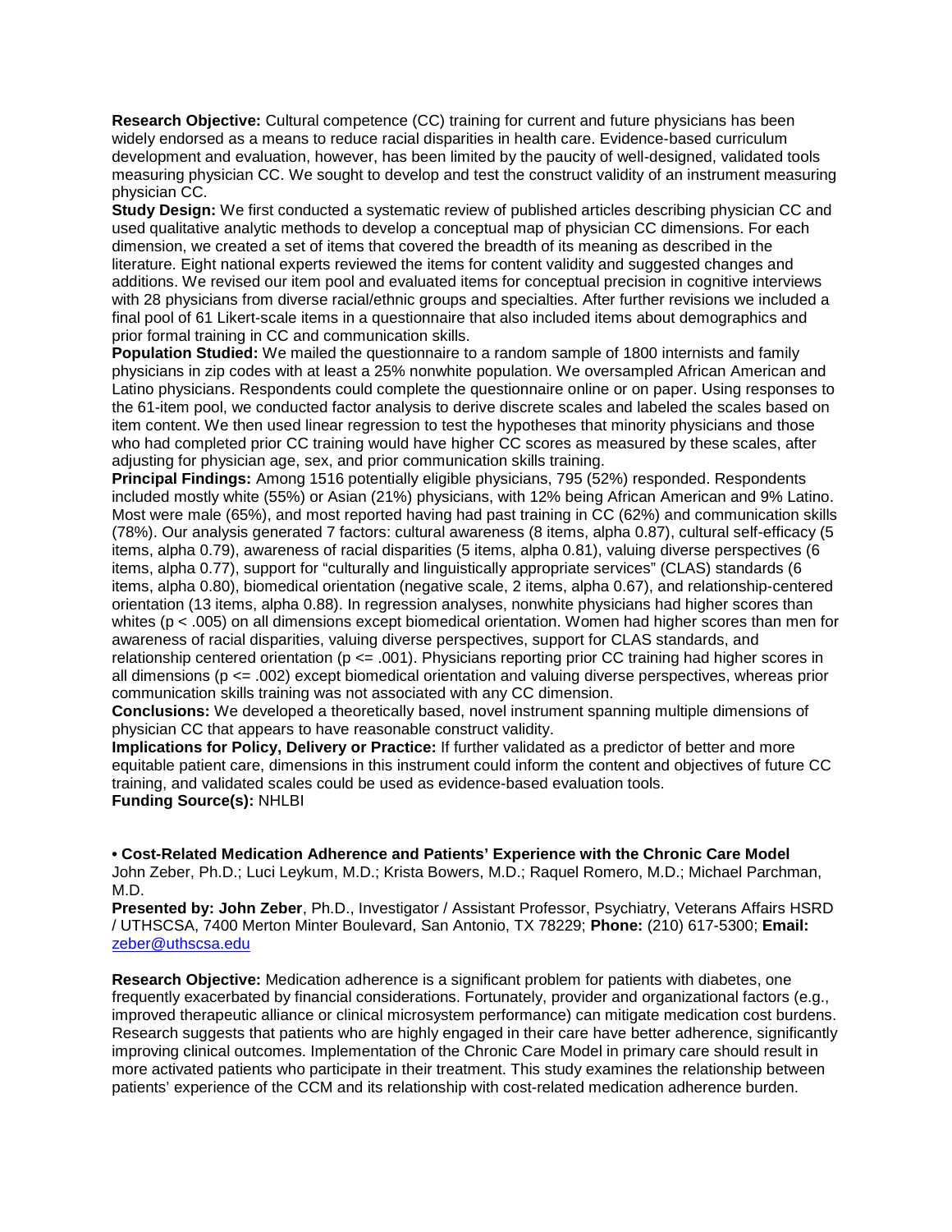**Research Objective:** Cultural competence (CC) training for current and future physicians has been widely endorsed as a means to reduce racial disparities in health care. Evidence-based curriculum development and evaluation, however, has been limited by the paucity of well-designed, validated tools measuring physician CC. We sought to develop and test the construct validity of an instrument measuring physician CC.

**Study Design:** We first conducted a systematic review of published articles describing physician CC and used qualitative analytic methods to develop a conceptual map of physician CC dimensions. For each dimension, we created a set of items that covered the breadth of its meaning as described in the literature. Eight national experts reviewed the items for content validity and suggested changes and additions. We revised our item pool and evaluated items for conceptual precision in cognitive interviews with 28 physicians from diverse racial/ethnic groups and specialties. After further revisions we included a final pool of 61 Likert-scale items in a questionnaire that also included items about demographics and prior formal training in CC and communication skills.

**Population Studied:** We mailed the questionnaire to a random sample of 1800 internists and family physicians in zip codes with at least a 25% nonwhite population. We oversampled African American and Latino physicians. Respondents could complete the questionnaire online or on paper. Using responses to the 61-item pool, we conducted factor analysis to derive discrete scales and labeled the scales based on item content. We then used linear regression to test the hypotheses that minority physicians and those who had completed prior CC training would have higher CC scores as measured by these scales, after adjusting for physician age, sex, and prior communication skills training.

**Principal Findings:** Among 1516 potentially eligible physicians, 795 (52%) responded. Respondents included mostly white (55%) or Asian (21%) physicians, with 12% being African American and 9% Latino. Most were male (65%), and most reported having had past training in CC (62%) and communication skills (78%). Our analysis generated 7 factors: cultural awareness (8 items, alpha 0.87), cultural self-efficacy (5 items, alpha 0.79), awareness of racial disparities (5 items, alpha 0.81), valuing diverse perspectives (6 items, alpha 0.77), support for "culturally and linguistically appropriate services" (CLAS) standards (6 items, alpha 0.80), biomedical orientation (negative scale, 2 items, alpha 0.67), and relationship-centered orientation (13 items, alpha 0.88). In regression analyses, nonwhite physicians had higher scores than whites ($p < .005$) on all dimensions except biomedical orientation. Women had higher scores than men for awareness of racial disparities, valuing diverse perspectives, support for CLAS standards, and relationship centered orientation ($p <= .001$). Physicians reporting prior CC training had higher scores in all dimensions ($p <= .002$) except biomedical orientation and valuing diverse perspectives, whereas prior communication skills training was not associated with any CC dimension.

**Conclusions:** We developed a theoretically based, novel instrument spanning multiple dimensions of physician CC that appears to have reasonable construct validity.

**Implications for Policy, Delivery or Practice:** If further validated as a predictor of better and more equitable patient care, dimensions in this instrument could inform the content and objectives of future CC training, and validated scales could be used as evidence-based evaluation tools.

**Funding Source(s):** NHLBI

**• Cost-Related Medication Adherence and Patients' Experience with the Chronic Care Model**
John Zeber, Ph.D.; Luci Leykum, M.D.; Krista Bowers, M.D.; Raquel Romero, M.D.; Michael Parchman, M.D.

**Presented by: John Zeber**, Ph.D., Investigator / Assistant Professor, Psychiatry, Veterans Affairs HSRD / UTHSCSA, 7400 Merton Minter Boulevard, San Antonio, TX 78229; **Phone:** (210) 617-5300; **Email:** zeber@uthscsa.edu

**Research Objective:** Medication adherence is a significant problem for patients with diabetes, one frequently exacerbated by financial considerations. Fortunately, provider and organizational factors (e.g., improved therapeutic alliance or clinical microsystem performance) can mitigate medication cost burdens. Research suggests that patients who are highly engaged in their care have better adherence, significantly improving clinical outcomes. Implementation of the Chronic Care Model in primary care should result in more activated patients who participate in their treatment. This study examines the relationship between patients' experience of the CCM and its relationship with cost-related medication adherence burden.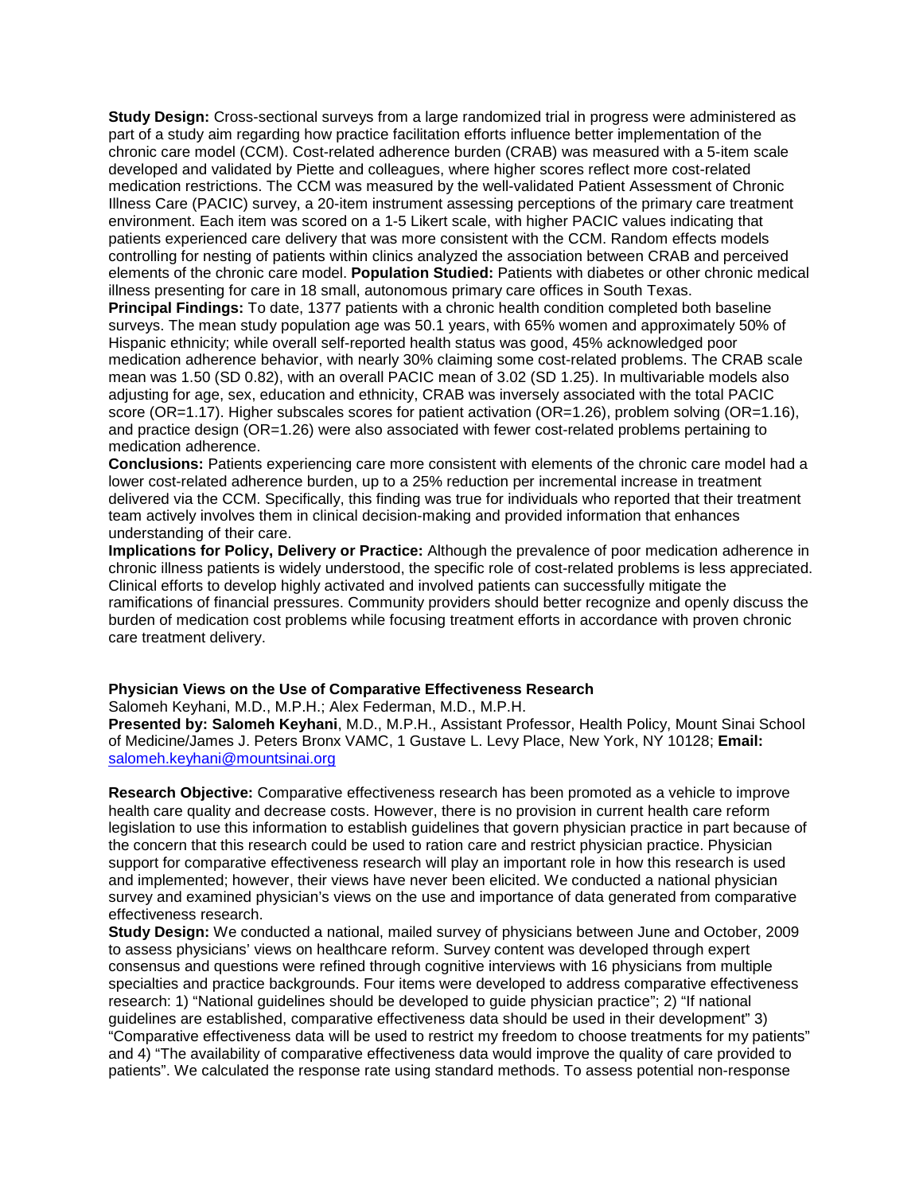**Study Design:** Cross-sectional surveys from a large randomized trial in progress were administered as part of a study aim regarding how practice facilitation efforts influence better implementation of the chronic care model (CCM). Cost-related adherence burden (CRAB) was measured with a 5-item scale developed and validated by Piette and colleagues, where higher scores reflect more cost-related medication restrictions. The CCM was measured by the well-validated Patient Assessment of Chronic Illness Care (PACIC) survey, a 20-item instrument assessing perceptions of the primary care treatment environment. Each item was scored on a 1-5 Likert scale, with higher PACIC values indicating that patients experienced care delivery that was more consistent with the CCM. Random effects models controlling for nesting of patients within clinics analyzed the association between CRAB and perceived elements of the chronic care model. **Population Studied:** Patients with diabetes or other chronic medical illness presenting for care in 18 small, autonomous primary care offices in South Texas.

**Principal Findings:** To date, 1377 patients with a chronic health condition completed both baseline surveys. The mean study population age was 50.1 years, with 65% women and approximately 50% of Hispanic ethnicity; while overall self-reported health status was good, 45% acknowledged poor medication adherence behavior, with nearly 30% claiming some cost-related problems. The CRAB scale mean was 1.50 (SD 0.82), with an overall PACIC mean of 3.02 (SD 1.25). In multivariable models also adjusting for age, sex, education and ethnicity, CRAB was inversely associated with the total PACIC score (OR=1.17). Higher subscales scores for patient activation (OR=1.26), problem solving (OR=1.16), and practice design (OR=1.26) were also associated with fewer cost-related problems pertaining to medication adherence.

**Conclusions:** Patients experiencing care more consistent with elements of the chronic care model had a lower cost-related adherence burden, up to a 25% reduction per incremental increase in treatment delivered via the CCM. Specifically, this finding was true for individuals who reported that their treatment team actively involves them in clinical decision-making and provided information that enhances understanding of their care.

**Implications for Policy, Delivery or Practice:** Although the prevalence of poor medication adherence in chronic illness patients is widely understood, the specific role of cost-related problems is less appreciated. Clinical efforts to develop highly activated and involved patients can successfully mitigate the ramifications of financial pressures. Community providers should better recognize and openly discuss the burden of medication cost problems while focusing treatment efforts in accordance with proven chronic care treatment delivery.

**Physician Views on the Use of Comparative Effectiveness Research**

Salomeh Keyhani, M.D., M.P.H.; Alex Federman, M.D., M.P.H.

**Presented by: Salomeh Keyhani**, M.D., M.P.H., Assistant Professor, Health Policy, Mount Sinai School of Medicine/James J. Peters Bronx VAMC, 1 Gustave L. Levy Place, New York, NY 10128; **Email:** salomeh.keyhani@mountsinai.org

**Research Objective:** Comparative effectiveness research has been promoted as a vehicle to improve health care quality and decrease costs. However, there is no provision in current health care reform legislation to use this information to establish guidelines that govern physician practice in part because of the concern that this research could be used to ration care and restrict physician practice. Physician support for comparative effectiveness research will play an important role in how this research is used and implemented; however, their views have never been elicited. We conducted a national physician survey and examined physician's views on the use and importance of data generated from comparative effectiveness research.

**Study Design:** We conducted a national, mailed survey of physicians between June and October, 2009 to assess physicians' views on healthcare reform. Survey content was developed through expert consensus and questions were refined through cognitive interviews with 16 physicians from multiple specialties and practice backgrounds. Four items were developed to address comparative effectiveness research: 1) "National guidelines should be developed to guide physician practice"; 2) "If national guidelines are established, comparative effectiveness data should be used in their development" 3) "Comparative effectiveness data will be used to restrict my freedom to choose treatments for my patients" and 4) "The availability of comparative effectiveness data would improve the quality of care provided to patients". We calculated the response rate using standard methods. To assess potential non-response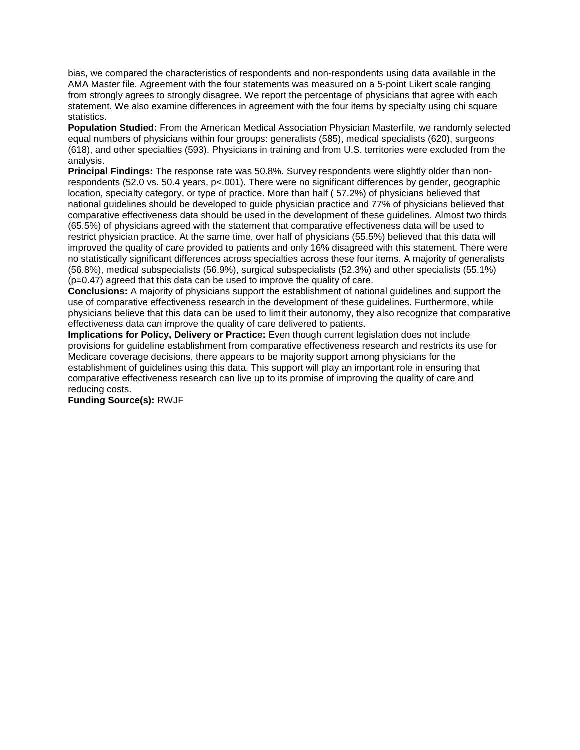bias, we compared the characteristics of respondents and non-respondents using data available in the AMA Master file. Agreement with the four statements was measured on a 5-point Likert scale ranging from strongly agrees to strongly disagree. We report the percentage of physicians that agree with each statement. We also examine differences in agreement with the four items by specialty using chi square statistics.

**Population Studied:** From the American Medical Association Physician Masterfile, we randomly selected equal numbers of physicians within four groups: generalists (585), medical specialists (620), surgeons (618), and other specialties (593). Physicians in training and from U.S. territories were excluded from the analysis.

**Principal Findings:** The response rate was 50.8%. Survey respondents were slightly older than non-respondents (52.0 vs. 50.4 years, p<.001). There were no significant differences by gender, geographic location, specialty category, or type of practice. More than half ( 57.2%) of physicians believed that national guidelines should be developed to guide physician practice and 77% of physicians believed that comparative effectiveness data should be used in the development of these guidelines. Almost two thirds (65.5%) of physicians agreed with the statement that comparative effectiveness data will be used to restrict physician practice. At the same time, over half of physicians (55.5%) believed that this data will improved the quality of care provided to patients and only 16% disagreed with this statement. There were no statistically significant differences across specialties across these four items. A majority of generalists (56.8%), medical subspecialists (56.9%), surgical subspecialists (52.3%) and other specialists (55.1%) (p=0.47) agreed that this data can be used to improve the quality of care.

**Conclusions:** A majority of physicians support the establishment of national guidelines and support the use of comparative effectiveness research in the development of these guidelines. Furthermore, while physicians believe that this data can be used to limit their autonomy, they also recognize that comparative effectiveness data can improve the quality of care delivered to patients.

**Implications for Policy, Delivery or Practice:** Even though current legislation does not include provisions for guideline establishment from comparative effectiveness research and restricts its use for Medicare coverage decisions, there appears to be majority support among physicians for the establishment of guidelines using this data. This support will play an important role in ensuring that comparative effectiveness research can live up to its promise of improving the quality of care and reducing costs.

**Funding Source(s):** RWJF